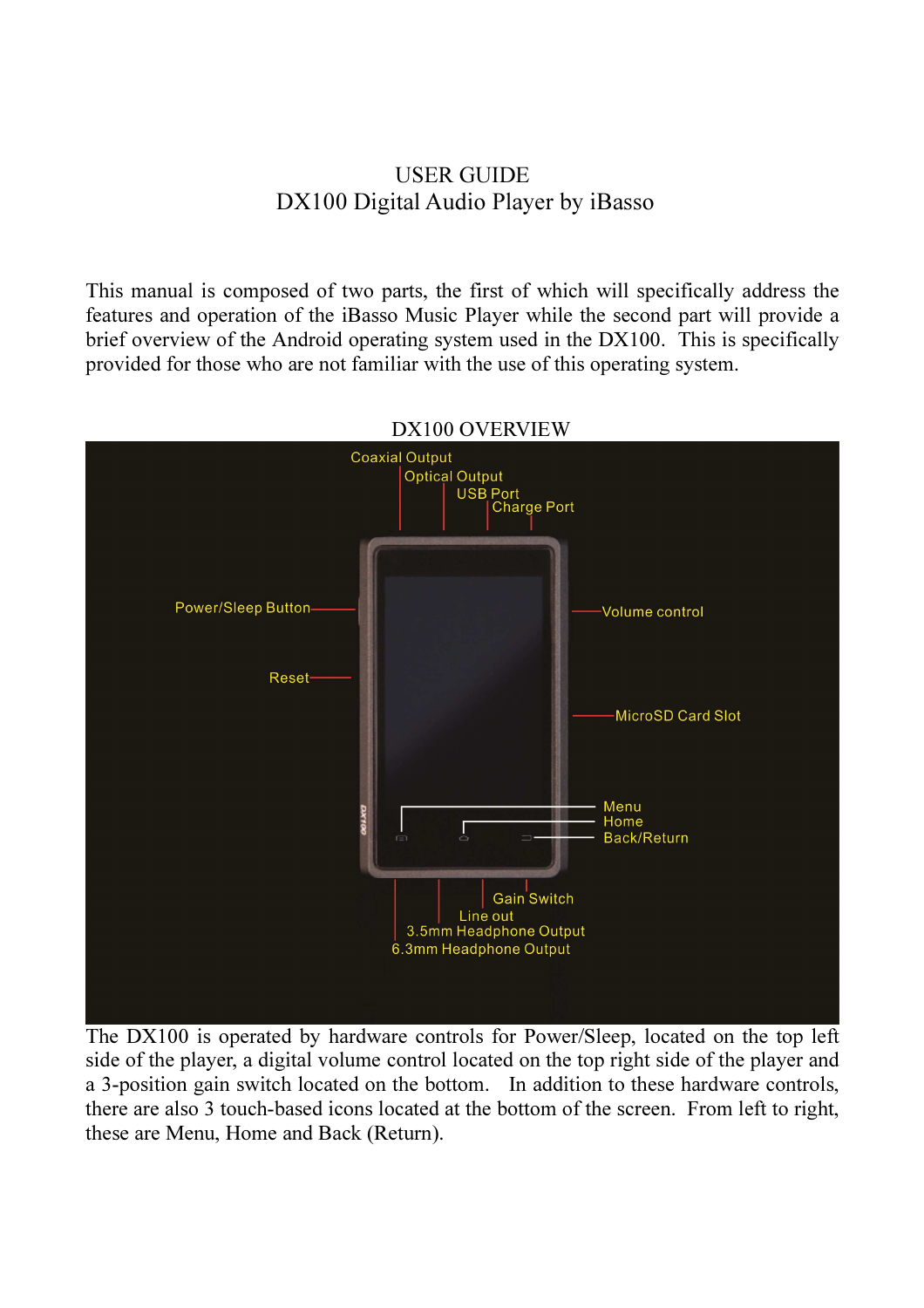# USER GUIDE
# DX100 Digital Audio Player by iBasso

This manual is composed of two parts, the first of which will specifically address the features and operation of the iBasso Music Player while the second part will provide a brief overview of the Android operating system used in the DX100. This is specifically provided for those who are not familiar with the use of this operating system.

## DX100 OVERVIEW

Coaxial Output
Optical Output
USB Port
Charge Port
Power/Sleep Button
Volume control
Reset
MicroSD Card Slot
Menu
Home
Back/Return
Gain Switch
Line out
3.5mm Headphone Output
6.3mm Headphone Output

The DX100 is operated by hardware controls for Power/Sleep, located on the top left side of the player, a digital volume control located on the top right side of the player and a 3-position gain switch located on the bottom. In addition to these hardware controls, there are also 3 touch-based icons located at the bottom of the screen. From left to right, these are Menu, Home and Back (Return).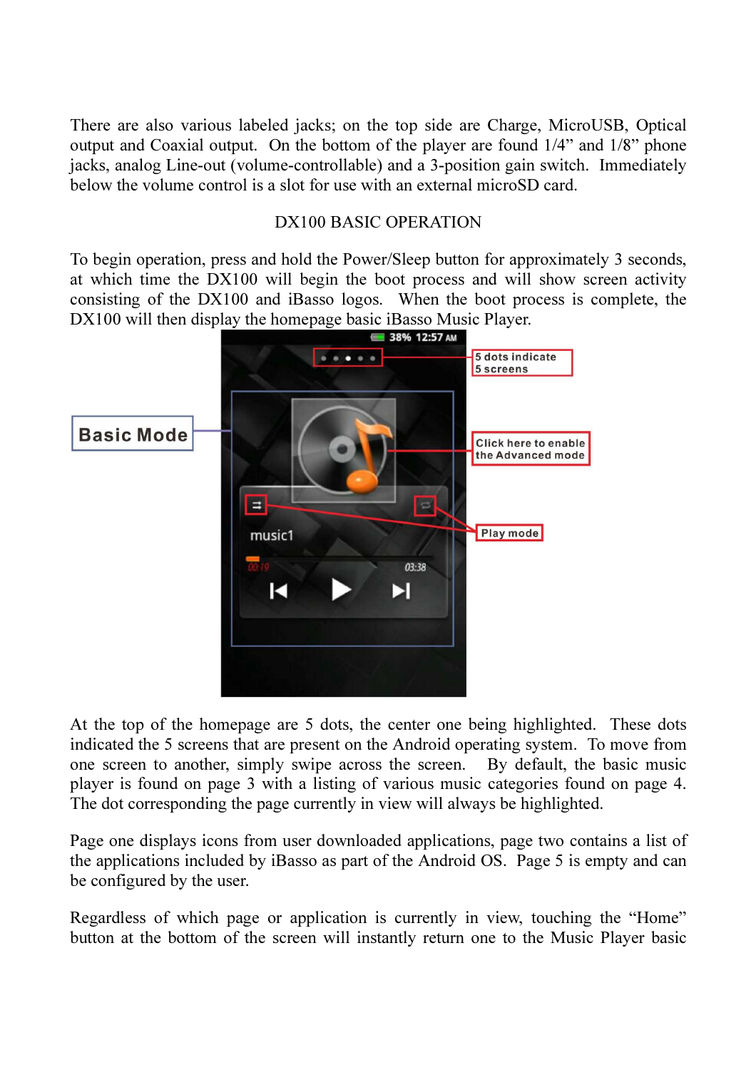There are also various labeled jacks; on the top side are Charge, MicroUSB, Optical output and Coaxial output. On the bottom of the player are found 1/4" and 1/8" phone jacks, analog Line-out (volume-controllable) and a 3-position gain switch. Immediately below the volume control is a slot for use with an external microSD card.

## DX100 BASIC OPERATION

To begin operation, press and hold the Power/Sleep button for approximately 3 seconds, at which time the DX100 will begin the boot process and will show screen activity consisting of the DX100 and iBasso logos. When the boot process is complete, the DX100 will then display the homepage basic iBasso Music Player.

At the top of the homepage are 5 dots, the center one being highlighted. These dots indicated the 5 screens that are present on the Android operating system. To move from one screen to another, simply swipe across the screen. By default, the basic music player is found on page 3 with a listing of various music categories found on page 4. The dot corresponding the page currently in view will always be highlighted.

Page one displays icons from user downloaded applications, page two contains a list of the applications included by iBasso as part of the Android OS. Page 5 is empty and can be configured by the user.

Regardless of which page or application is currently in view, touching the "Home" button at the bottom of the screen will instantly return one to the Music Player basic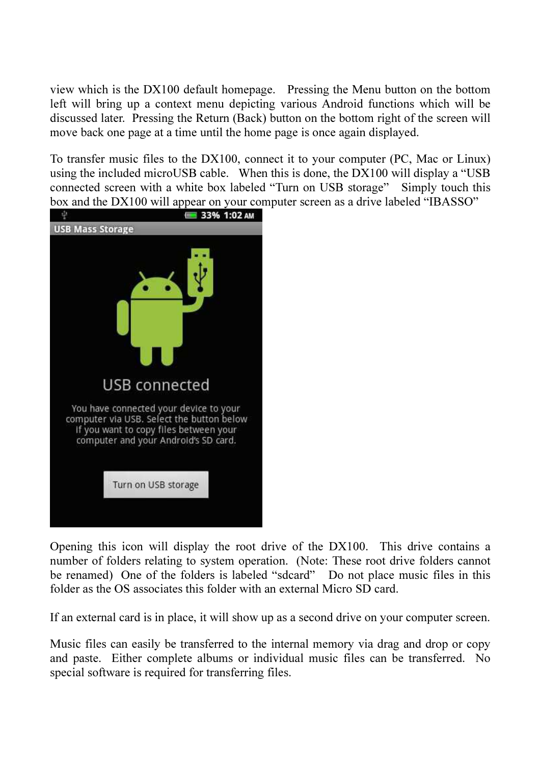view which is the DX100 default homepage. Pressing the Menu button on the bottom left will bring up a context menu depicting various Android functions which will be discussed later. Pressing the Return (Back) button on the bottom right of the screen will move back one page at a time until the home page is once again displayed.

To transfer music files to the DX100, connect it to your computer (PC, Mac or Linux) using the included microUSB cable. When this is done, the DX100 will display a "USB connected screen with a white box labeled "Turn on USB storage" Simply touch this box and the DX100 will appear on your computer screen as a drive labeled "IBASSO"

Opening this icon will display the root drive of the DX100. This drive contains a number of folders relating to system operation. (Note: These root drive folders cannot be renamed) One of the folders is labeled "sdcard" Do not place music files in this folder as the OS associates this folder with an external Micro SD card.

If an external card is in place, it will show up as a second drive on your computer screen.

Music files can easily be transferred to the internal memory via drag and drop or copy and paste. Either complete albums or individual music files can be transferred. No special software is required for transferring files.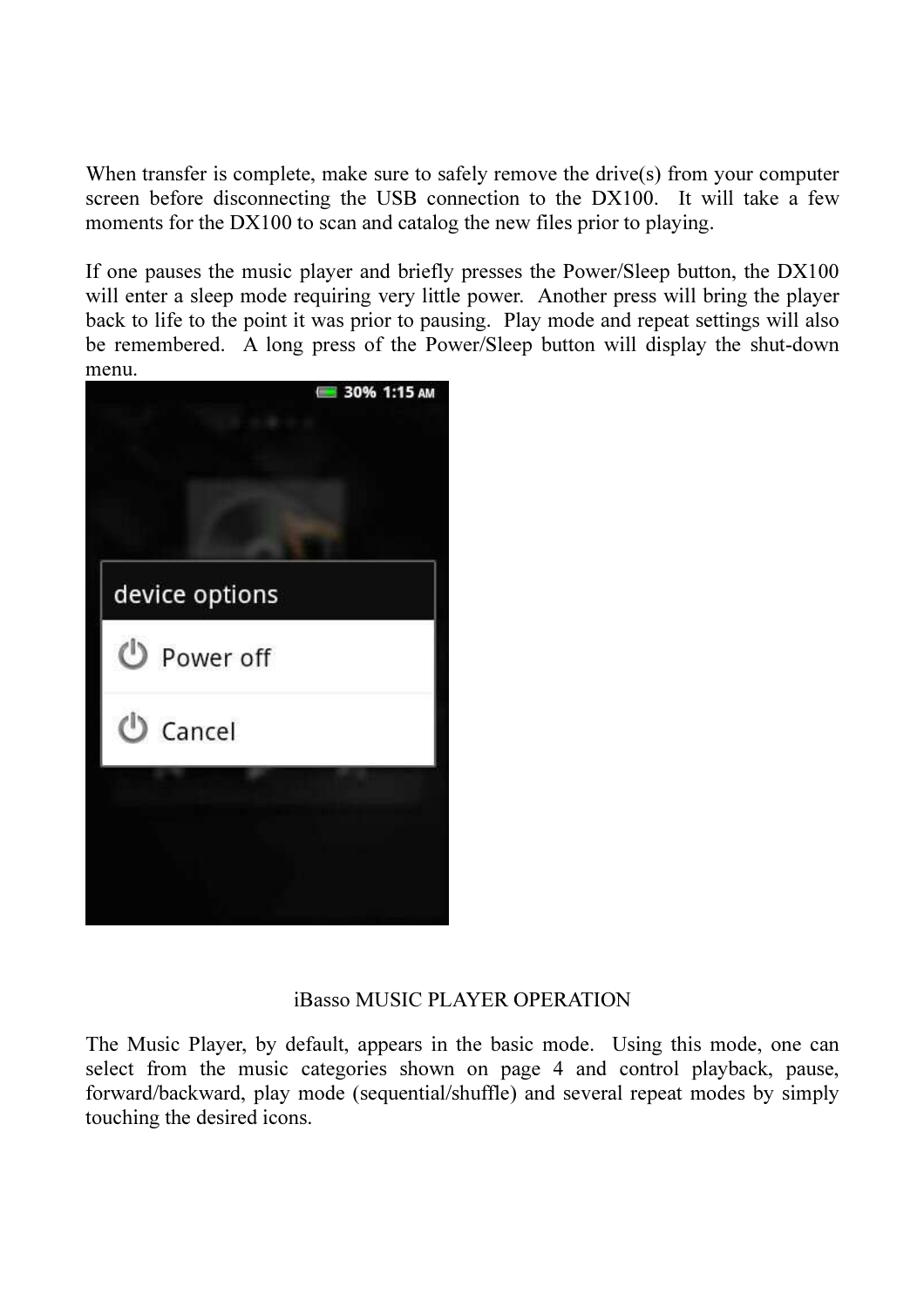When transfer is complete, make sure to safely remove the drive(s) from your computer screen before disconnecting the USB connection to the DX100. It will take a few moments for the DX100 to scan and catalog the new files prior to playing.

If one pauses the music player and briefly presses the Power/Sleep button, the DX100 will enter a sleep mode requiring very little power. Another press will bring the player back to life to the point it was prior to pausing. Play mode and repeat settings will also be remembered. A long press of the Power/Sleep button will display the shut-down menu.

## iBasso MUSIC PLAYER OPERATION

The Music Player, by default, appears in the basic mode. Using this mode, one can select from the music categories shown on page 4 and control playback, pause, forward/backward, play mode (sequential/shuffle) and several repeat modes by simply touching the desired icons.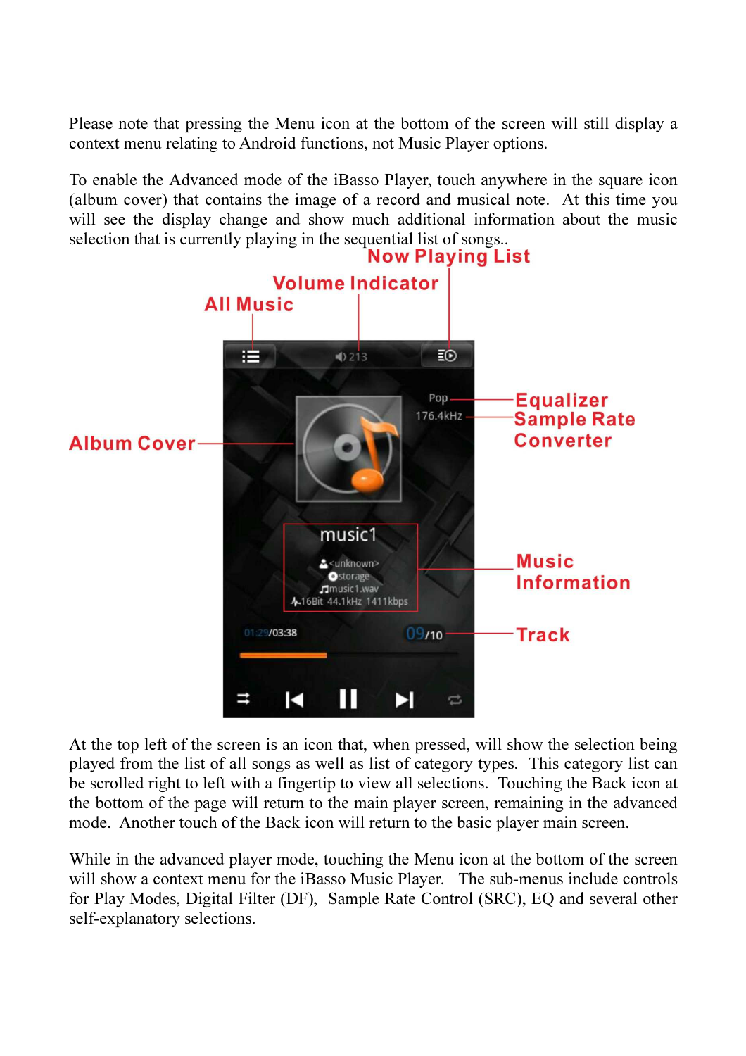Please note that pressing the Menu icon at the bottom of the screen will still display a context menu relating to Android functions, not Music Player options.

To enable the Advanced mode of the iBasso Player, touch anywhere in the square icon (album cover) that contains the image of a record and musical note. At this time you will see the display change and show much additional information about the music selection that is currently playing in the sequential list of songs..

At the top left of the screen is an icon that, when pressed, will show the selection being played from the list of all songs as well as list of category types. This category list can be scrolled right to left with a fingertip to view all selections. Touching the Back icon at the bottom of the page will return to the main player screen, remaining in the advanced mode. Another touch of the Back icon will return to the basic player main screen.

While in the advanced player mode, touching the Menu icon at the bottom of the screen will show a context menu for the iBasso Music Player. The sub-menus include controls for Play Modes, Digital Filter (DF), Sample Rate Control (SRC), EQ and several other self-explanatory selections.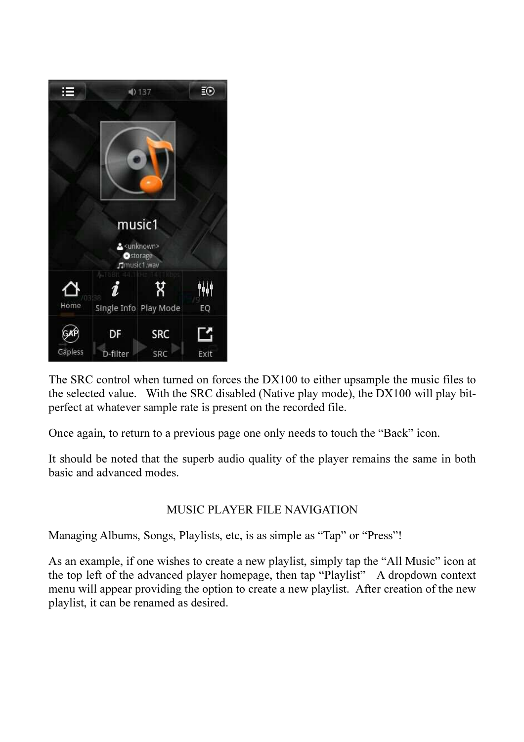The SRC control when turned on forces the DX100 to either upsample the music files to the selected value. With the SRC disabled (Native play mode), the DX100 will play bit-perfect at whatever sample rate is present on the recorded file.

Once again, to return to a previous page one only needs to touch the “Back” icon.

It should be noted that the superb audio quality of the player remains the same in both basic and advanced modes.

## MUSIC PLAYER FILE NAVIGATION

Managing Albums, Songs, Playlists, etc, is as simple as “Tap” or “Press”!

As an example, if one wishes to create a new playlist, simply tap the “All Music” icon at the top left of the advanced player homepage, then tap “Playlist” A dropdown context menu will appear providing the option to create a new playlist. After creation of the new playlist, it can be renamed as desired.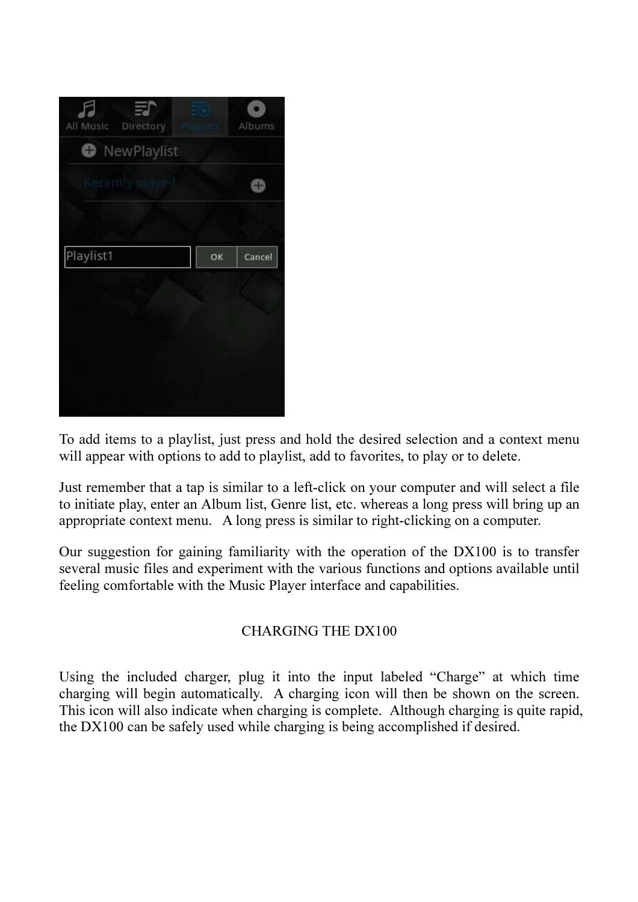To add items to a playlist, just press and hold the desired selection and a context menu will appear with options to add to playlist, add to favorites, to play or to delete.

Just remember that a tap is similar to a left-click on your computer and will select a file to initiate play, enter an Album list, Genre list, etc. whereas a long press will bring up an appropriate context menu. A long press is similar to right-clicking on a computer.

Our suggestion for gaining familiarity with the operation of the DX100 is to transfer several music files and experiment with the various functions and options available until feeling comfortable with the Music Player interface and capabilities.

## CHARGING THE DX100

Using the included charger, plug it into the input labeled "Charge" at which time charging will begin automatically. A charging icon will then be shown on the screen. This icon will also indicate when charging is complete. Although charging is quite rapid, the DX100 can be safely used while charging is being accomplished if desired.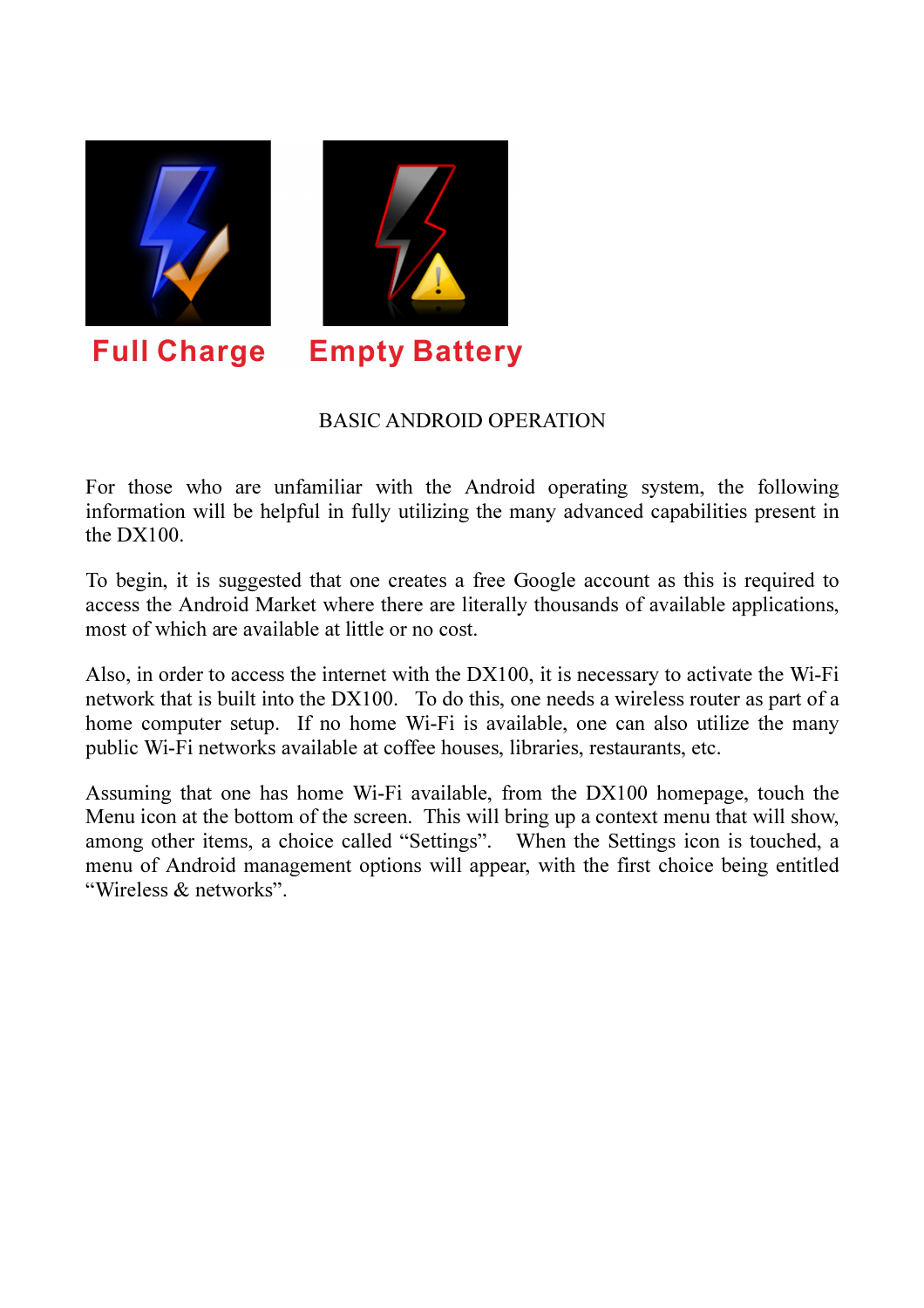**Full Charge** **Empty Battery**

## BASIC ANDROID OPERATION

For those who are unfamiliar with the Android operating system, the following information will be helpful in fully utilizing the many advanced capabilities present in the DX100.

To begin, it is suggested that one creates a free Google account as this is required to access the Android Market where there are literally thousands of available applications, most of which are available at little or no cost.

Also, in order to access the internet with the DX100, it is necessary to activate the Wi-Fi network that is built into the DX100. To do this, one needs a wireless router as part of a home computer setup. If no home Wi-Fi is available, one can also utilize the many public Wi-Fi networks available at coffee houses, libraries, restaurants, etc.

Assuming that one has home Wi-Fi available, from the DX100 homepage, touch the Menu icon at the bottom of the screen. This will bring up a context menu that will show, among other items, a choice called "Settings". When the Settings icon is touched, a menu of Android management options will appear, with the first choice being entitled "Wireless & networks".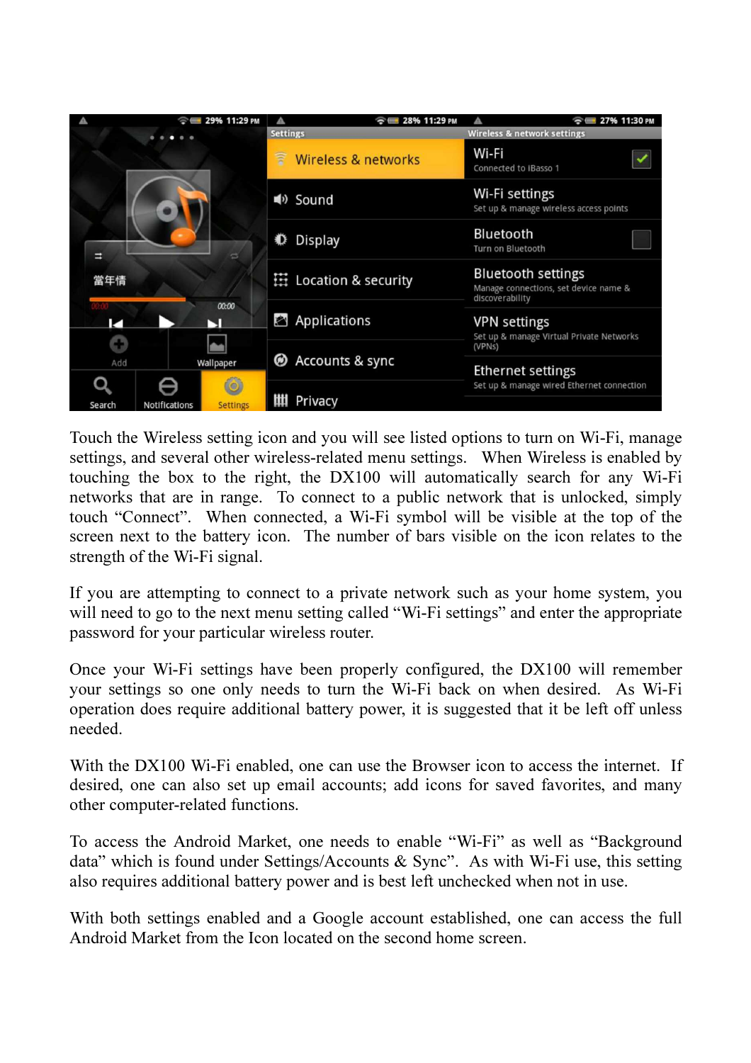Touch the Wireless setting icon and you will see listed options to turn on Wi-Fi, manage settings, and several other wireless-related menu settings. When Wireless is enabled by touching the box to the right, the DX100 will automatically search for any Wi-Fi networks that are in range. To connect to a public network that is unlocked, simply touch "Connect". When connected, a Wi-Fi symbol will be visible at the top of the screen next to the battery icon. The number of bars visible on the icon relates to the strength of the Wi-Fi signal.

If you are attempting to connect to a private network such as your home system, you will need to go to the next menu setting called "Wi-Fi settings" and enter the appropriate password for your particular wireless router.

Once your Wi-Fi settings have been properly configured, the DX100 will remember your settings so one only needs to turn the Wi-Fi back on when desired. As Wi-Fi operation does require additional battery power, it is suggested that it be left off unless needed.

With the DX100 Wi-Fi enabled, one can use the Browser icon to access the internet. If desired, one can also set up email accounts; add icons for saved favorites, and many other computer-related functions.

To access the Android Market, one needs to enable "Wi-Fi" as well as "Background data" which is found under Settings/Accounts & Sync". As with Wi-Fi use, this setting also requires additional battery power and is best left unchecked when not in use.

With both settings enabled and a Google account established, one can access the full Android Market from the Icon located on the second home screen.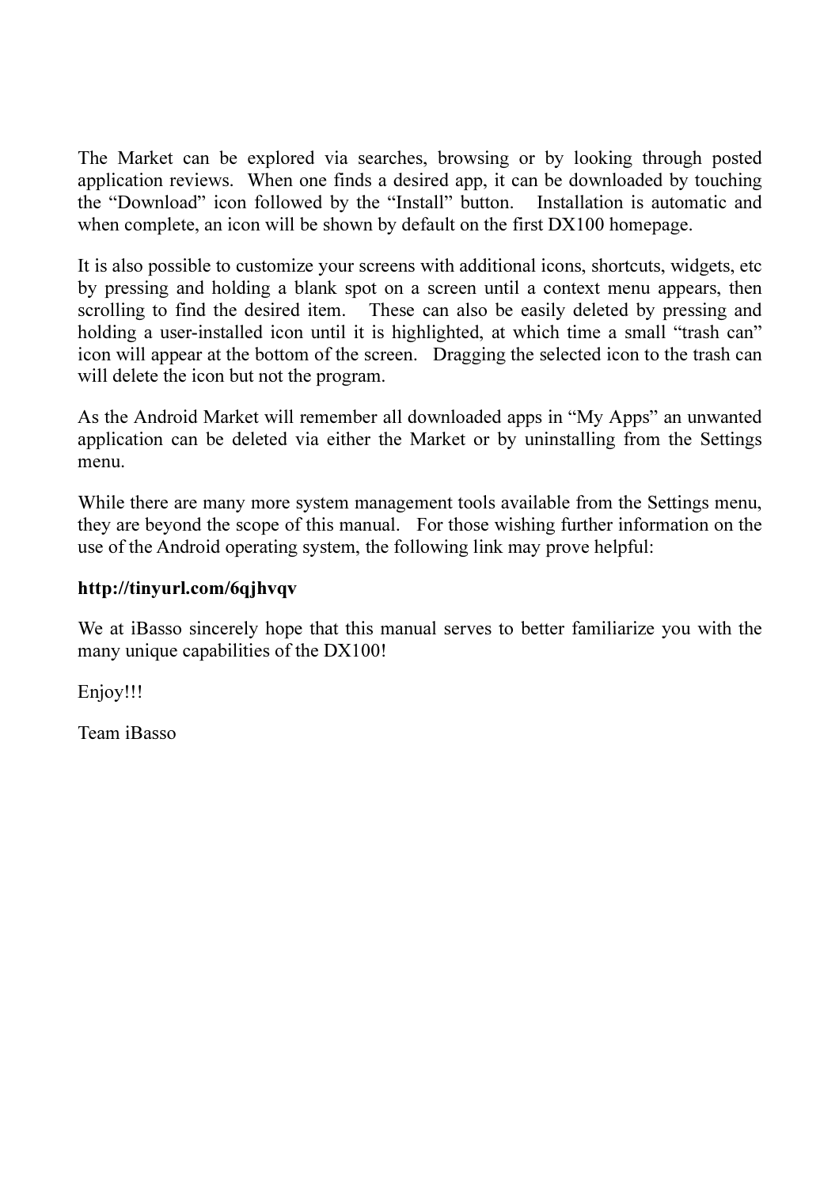The Market can be explored via searches, browsing or by looking through posted application reviews. When one finds a desired app, it can be downloaded by touching the "Download" icon followed by the "Install" button. Installation is automatic and when complete, an icon will be shown by default on the first DX100 homepage.

It is also possible to customize your screens with additional icons, shortcuts, widgets, etc by pressing and holding a blank spot on a screen until a context menu appears, then scrolling to find the desired item. These can also be easily deleted by pressing and holding a user-installed icon until it is highlighted, at which time a small "trash can" icon will appear at the bottom of the screen. Dragging the selected icon to the trash can will delete the icon but not the program.

As the Android Market will remember all downloaded apps in "My Apps" an unwanted application can be deleted via either the Market or by uninstalling from the Settings menu.

While there are many more system management tools available from the Settings menu, they are beyond the scope of this manual. For those wishing further information on the use of the Android operating system, the following link may prove helpful:

**http://tinyurl.com/6qjhvqv**

We at iBasso sincerely hope that this manual serves to better familiarize you with the many unique capabilities of the DX100!

Enjoy!!!

Team iBasso